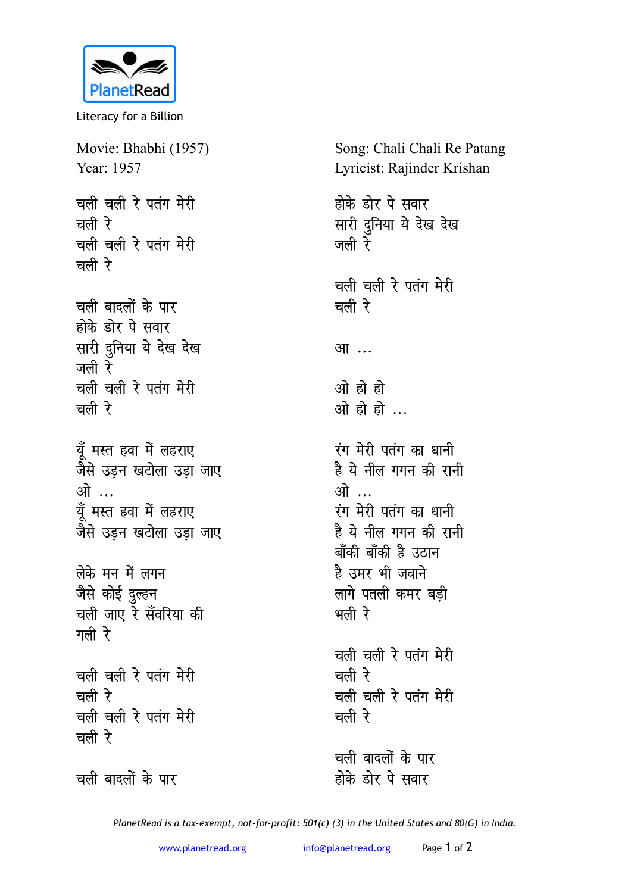PlanetRead

Literacy for a Billion

Movie: Bhabhi (1957)
Year: 1957

Song: Chali Chali Re Patang
Lyricist: Rajinder Krishan

चली चली रे पतंग मेरी
चली रे
चली चली रे पतंग मेरी
चली रे

चली बादलों के पार
होके डोर पे सवार
सारी दुनिया ये देख देख
जली रे
चली चली रे पतंग मेरी
चली रे

यूँ मस्त हवा में लहराए
जैसे उड़न खटोला उड़ा जाए
ओ ...
यूँ मस्त हवा में लहराए
जैसे उड़न खटोला उड़ा जाए

लेके मन में लगन
जैसे कोई दुल्हन
चली जाए रे सँवरिया की
गली रे

चली चली रे पतंग मेरी
चली रे
चली चली रे पतंग मेरी
चली रे

चली बादलों के पार
होके डोर पे सवार
सारी दुनिया ये देख देख
जली रे

चली चली रे पतंग मेरी
चली रे

आ ...

ओ हो हो
ओ हो हो ...

रंग मेरी पतंग का धानी
है ये नील गगन की रानी
ओ ...
रंग मेरी पतंग का धानी
है ये नील गगन की रानी
बाँकी बाँकी है उठान
है उमर भी जवान
लागे पतली कमर बड़ी
भली रे

चली चली रे पतंग मेरी
चली रे
चली चली रे पतंग मेरी
चली रे

चली बादलों के पार
होके डोर पे सवार

*PlanetRead is a tax-exempt, not-for-profit: 501(c) (3) in the United States and 80(G) in India.*

www.planetread.org info@planetread.org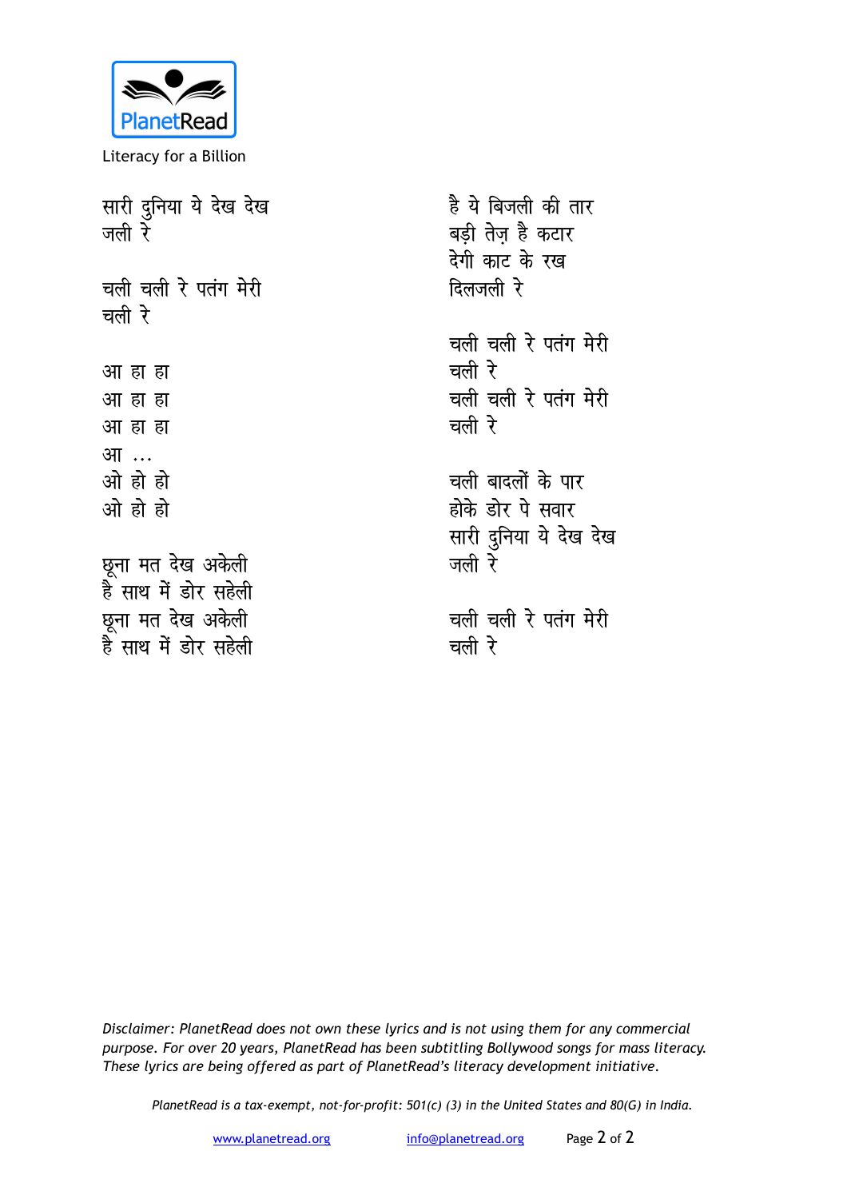PlanetRead

Literacy for a Billion

सारी दुनिया ये देख देख
जली रे

चली चली रे पतंग मेरी
चली रे

आ हा हा
आ हा हा
आ हा हा
आ ...
ओ हो हो
ओ हो हो

छूना मत देख अकेली
है साथ में डोर सहेली
छूना मत देख अकेली
है साथ में डोर सहेली

है ये बिजली की तार
बड़ी तेज़ है कटार
देगी काट के रख
दिलजली रे

चली चली रे पतंग मेरी
चली रे
चली चली रे पतंग मेरी
चली रे

चली बादलों के पार
होके डोर पे सवार
सारी दुनिया ये देख देख
जली रे

चली चली रे पतंग मेरी
चली रे

*Disclaimer: PlanetRead does not own these lyrics and is not using them for any commercial purpose. For over 20 years, PlanetRead has been subtitling Bollywood songs for mass literacy. These lyrics are being offered as part of PlanetRead's literacy development initiative.*

*PlanetRead is a tax-exempt, not-for-profit: 501(c) (3) in the United States and 80(G) in India.*

www.planetread.org info@planetread.org